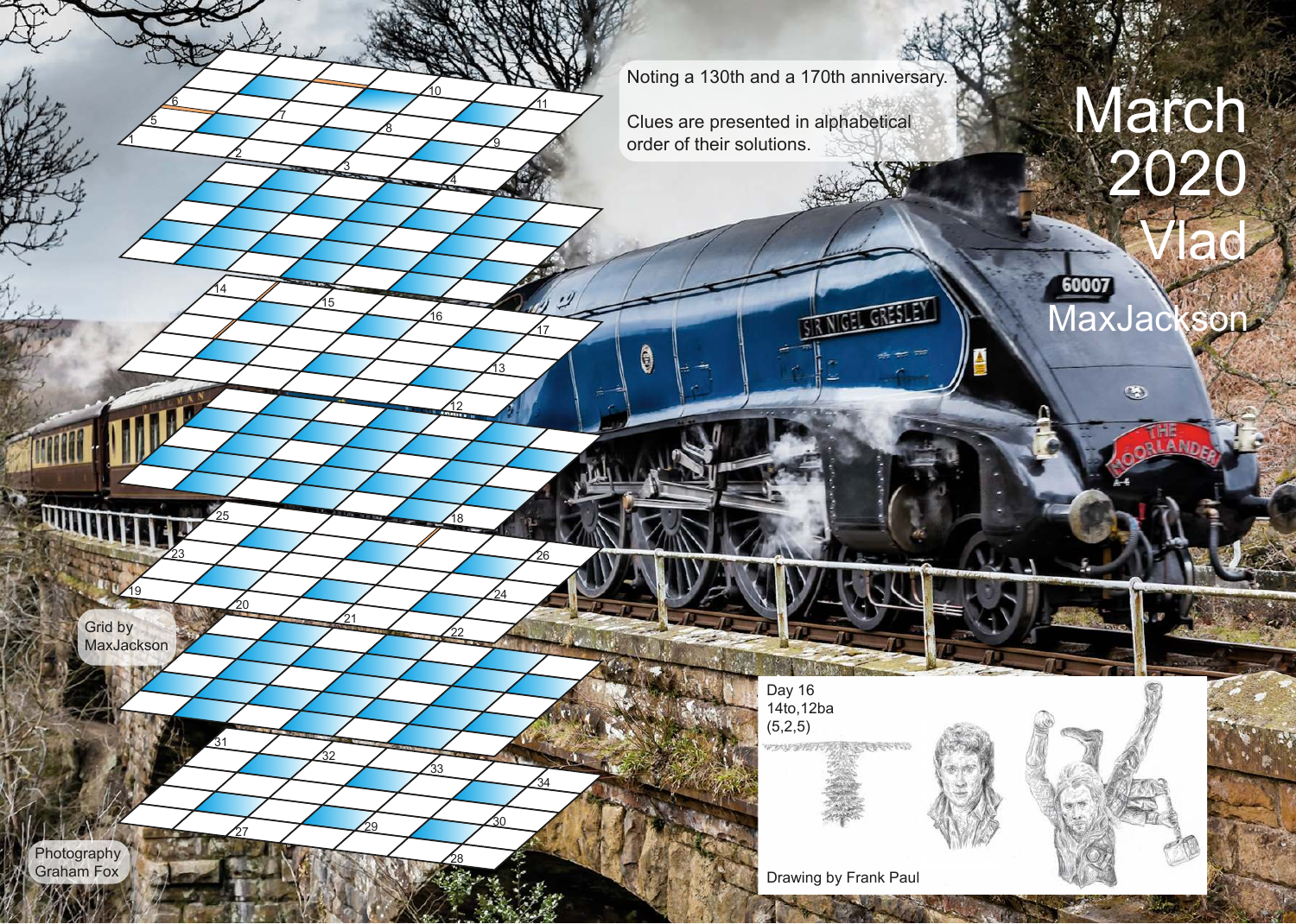# March 2020

# Vlad

# MaxJackson

Noting a 130th and a 170th anniversary.

Clues are presented in alphabetical order of their solutions.

Grid by MaxJackson

Photography Graham Fox

Day 16
14to,12ba
(5,2,5)

Drawing by Frank Paul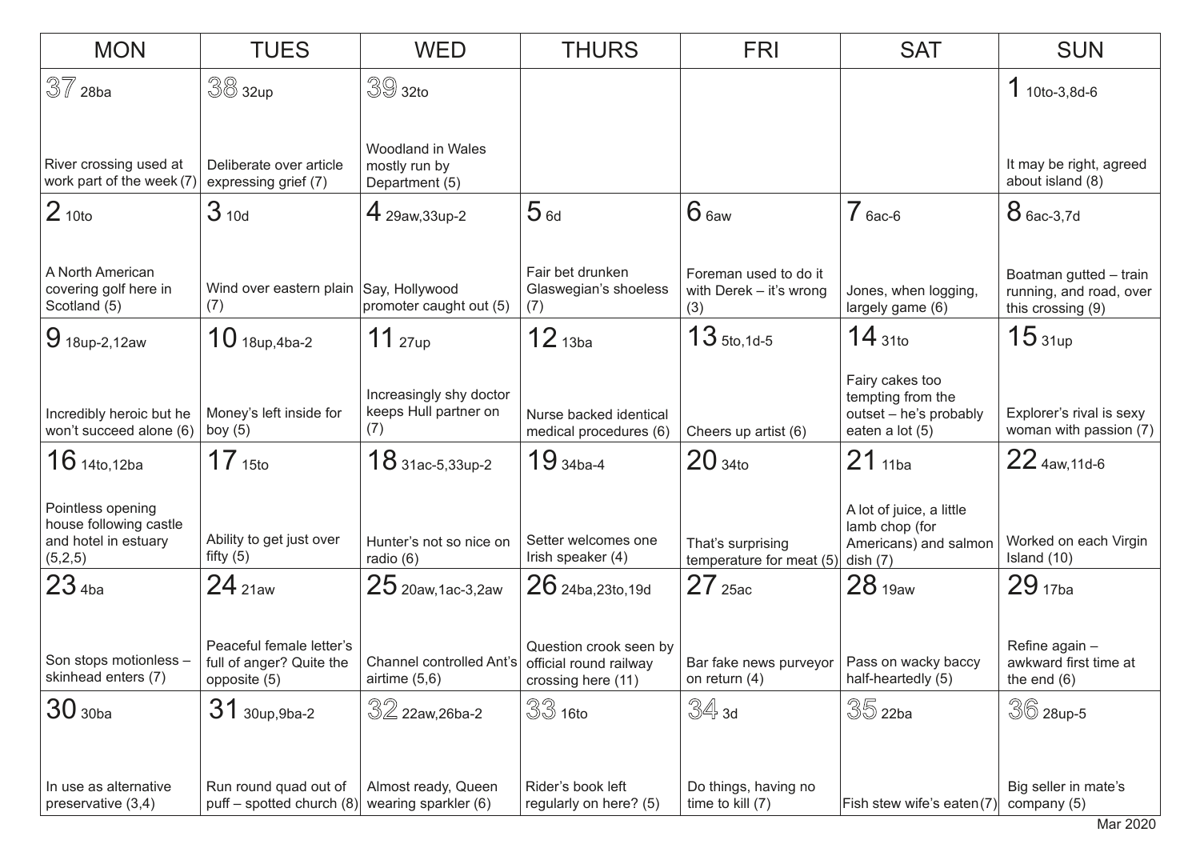| MON | TUES | WED | THURS | FRI | SAT | SUN |
|---|---|---|---|---|---|---|
| 37 28ba<br>River crossing used at work part of the week (7) | 38 32up<br>Deliberate over article expressing grief (7) | 39 32to<br>Woodland in Wales mostly run by Department (5) | | | | 1 10to-3,8d-6<br>It may be right, agreed about island (8) |
| 2 10to<br>A North American covering golf here in Scotland (5) | 3 10d<br>Wind over eastern plain (7) | 4 29aw,33up-2<br>Say, Hollywood promoter caught out (5) | 5 6d<br>Fair bet drunken Glaswegian's shoeless (7) | 6 6aw<br>Foreman used to do it with Derek – it's wrong (3) | 7 6ac-6<br>Jones, when logging, largely game (6) | 8 6ac-3,7d<br>Boatman gutted – train running, and road, over this crossing (9) |
| 9 18up-2,12aw<br>Incredibly heroic but he won't succeed alone (6) | 10 18up,4ba-2<br>Money's left inside for boy (5) | 11 27up<br>Increasingly shy doctor keeps Hull partner on (7) | 12 13ba<br>Nurse backed identical medical procedures (6) | 13 5to,1d-5<br>Cheers up artist (6) | 14 31to<br>Fairy cakes too tempting from the outset – he's probably eaten a lot (5) | 15 31up<br>Explorer's rival is sexy woman with passion (7) |
| 16 14to,12ba<br>Pointless opening house following castle and hotel in estuary (5,2,5) | 17 15to<br>Ability to get just over fifty (5) | 18 31ac-5,33up-2<br>Hunter's not so nice on radio (6) | 19 34ba-4<br>Setter welcomes one Irish speaker (4) | 20 34to<br>That's surprising temperature for meat (5) | 21 11ba<br>A lot of juice, a little lamb chop (for Americans) and salmon dish (7) | 22 4aw,11d-6<br>Worked on each Virgin Island (10) |
| 23 4ba<br>Son stops motionless – skinhead enters (7) | 24 21aw<br>Peaceful female letter's full of anger? Quite the opposite (5) | 25 20aw,1ac-3,2aw<br>Channel controlled Ant's airtime (5,6) | 26 24ba,23to,19d<br>Question crook seen by official round railway crossing here (11) | 27 25ac<br>Bar fake news purveyor on return (4) | 28 19aw<br>Pass on wacky baccy half-heartedly (5) | 29 17ba<br>Refine again – awkward first time at the end (6) |
| 30 30ba<br>In use as alternative preservative (3,4) | 31 30up,9ba-2<br>Run round quad out of puff – spotted church (8) | 32 22aw,26ba-2<br>Almost ready, Queen wearing sparkler (6) | 33 16to<br>Rider's book left regularly on here? (5) | 34 3d<br>Do things, having no time to kill (7) | 35 22ba<br>Fish stew wife's eaten (7) | 36 28up-5<br>Big seller in mate's company (5) |

Mar 2020